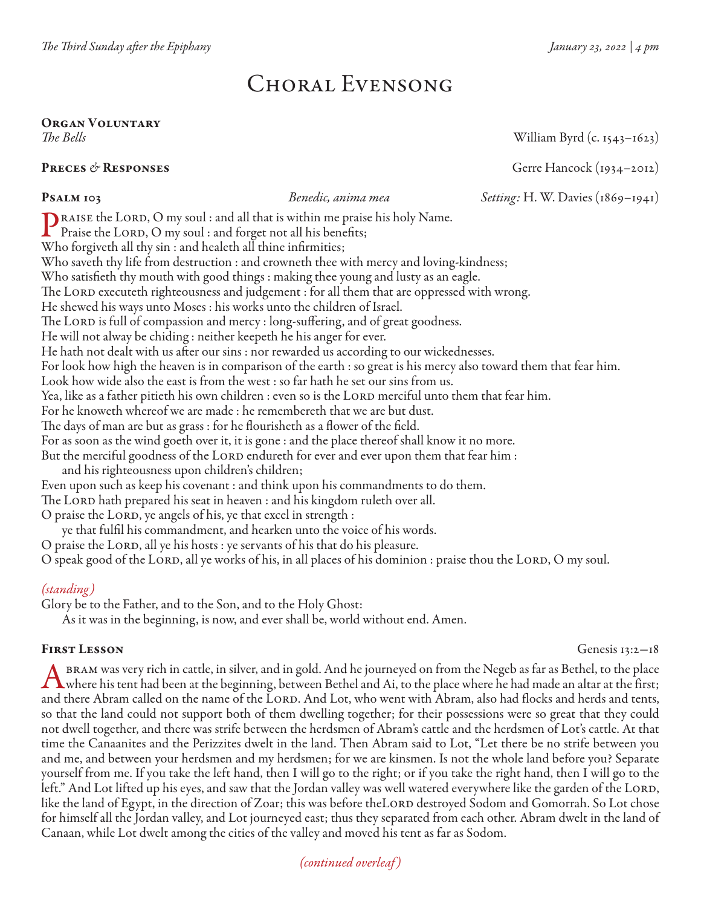*The Third Sunday after the Epiphany* *January 23, 2022 | 4 pm*

# Choral Evensong

**Organ Voluntary**
*The Bells* William Byrd (c. 1543–1623)

**Preces & Responses** Gerre Hancock (1934–2012)

**Psalm 103** *Benedic, anima mea* *Setting:* H. W. Davies (1869–1941)

Praise the Lord, O my soul : and all that is within me praise his holy Name.
Praise the Lord, O my soul : and forget not all his benefits;
Who forgiveth all thy sin : and healeth all thine infirmities;
Who saveth thy life from destruction : and crowneth thee with mercy and loving-kindness;
Who satisfieth thy mouth with good things : making thee young and lusty as an eagle.
The Lord executeth righteousness and judgement : for all them that are oppressed with wrong.
He shewed his ways unto Moses : his works unto the children of Israel.
The Lord is full of compassion and mercy : long-suffering, and of great goodness.
He will not alway be chiding : neither keepeth he his anger for ever.
He hath not dealt with us after our sins : nor rewarded us according to our wickednesses.
For look how high the heaven is in comparison of the earth : so great is his mercy also toward them that fear him.
Look how wide also the east is from the west : so far hath he set our sins from us.
Yea, like as a father pitieth his own children : even so is the Lord merciful unto them that fear him.
For he knoweth whereof we are made : he remembereth that we are but dust.
The days of man are but as grass : for he flourisheth as a flower of the field.
For as soon as the wind goeth over it, it is gone : and the place thereof shall know it no more.
But the merciful goodness of the Lord endureth for ever and ever upon them that fear him :
and his righteousness upon children's children;
Even upon such as keep his covenant : and think upon his commandments to do them.
The Lord hath prepared his seat in heaven : and his kingdom ruleth over all.
O praise the Lord, ye angels of his, ye that excel in strength :
ye that fulfil his commandment, and hearken unto the voice of his words.
O praise the Lord, all ye his hosts : ye servants of his that do his pleasure.
O speak good of the Lord, all ye works of his, in all places of his dominion : praise thou the Lord, O my soul.

*(standing)*
Glory be to the Father, and to the Son, and to the Holy Ghost:
As it was in the beginning, is now, and ever shall be, world without end. Amen.

**First Lesson** Genesis 13:2–18

Abram was very rich in cattle, in silver, and in gold. And he journeyed on from the Negeb as far as Bethel, to the place where his tent had been at the beginning, between Bethel and Ai, to the place where he had made an altar at the first; and there Abram called on the name of the Lord. And Lot, who went with Abram, also had flocks and herds and tents, so that the land could not support both of them dwelling together; for their possessions were so great that they could not dwell together, and there was strife between the herdsmen of Abram's cattle and the herdsmen of Lot's cattle. At that time the Canaanites and the Perizzites dwelt in the land. Then Abram said to Lot, "Let there be no strife between you and me, and between your herdsmen and my herdsmen; for we are kinsmen. Is not the whole land before you? Separate yourself from me. If you take the left hand, then I will go to the right; or if you take the right hand, then I will go to the left." And Lot lifted up his eyes, and saw that the Jordan valley was well watered everywhere like the garden of the Lord, like the land of Egypt, in the direction of Zoar; this was before theLord destroyed Sodom and Gomorrah. So Lot chose for himself all the Jordan valley, and Lot journeyed east; thus they separated from each other. Abram dwelt in the land of Canaan, while Lot dwelt among the cities of the valley and moved his tent as far as Sodom.

*(continued overleaf)*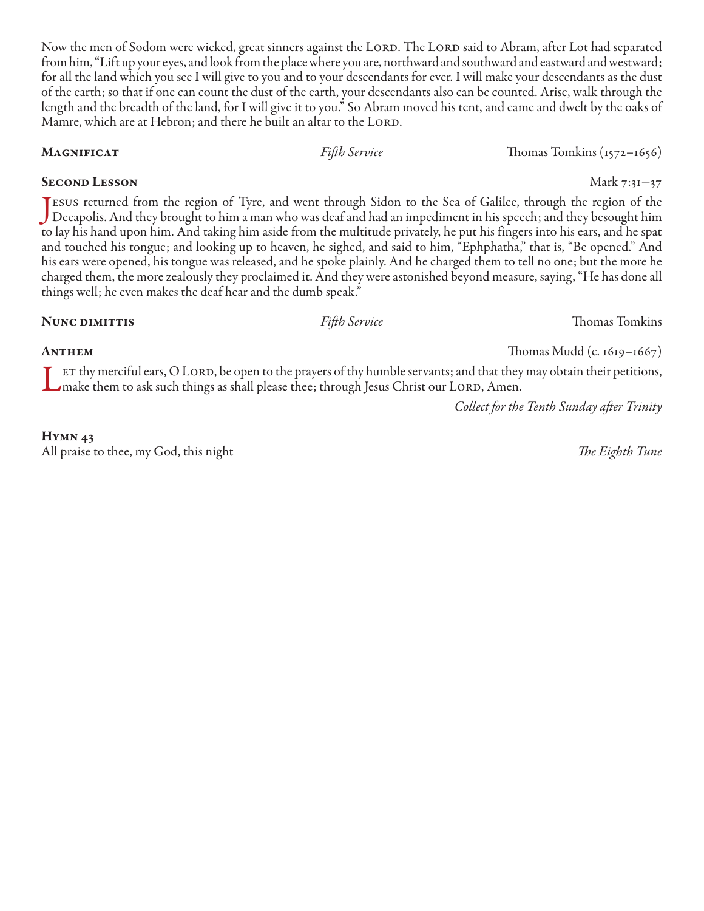Now the men of Sodom were wicked, great sinners against the LORD. The LORD said to Abram, after Lot had separated from him, "Lift up your eyes, and look from the place where you are, northward and southward and eastward and westward; for all the land which you see I will give to you and to your descendants for ever. I will make your descendants as the dust of the earth; so that if one can count the dust of the earth, your descendants also can be counted. Arise, walk through the length and the breadth of the land, for I will give it to you." So Abram moved his tent, and came and dwelt by the oaks of Mamre, which are at Hebron; and there he built an altar to the LORD.

**MAGNIFICAT** *Fifth Service* Thomas Tomkins (1572–1656)

**SECOND LESSON** Mark 7:31–37

JESUS returned from the region of Tyre, and went through Sidon to the Sea of Galilee, through the region of the Decapolis. And they brought to him a man who was deaf and had an impediment in his speech; and they besought him to lay his hand upon him. And taking him aside from the multitude privately, he put his fingers into his ears, and he spat and touched his tongue; and looking up to heaven, he sighed, and said to him, "Ephphatha," that is, "Be opened." And his ears were opened, his tongue was released, and he spoke plainly. And he charged them to tell no one; but the more he charged them, the more zealously they proclaimed it. And they were astonished beyond measure, saying, "He has done all things well; he even makes the deaf hear and the dumb speak."

**NUNC DIMITTIS** *Fifth Service* Thomas Tomkins

**ANTHEM** Thomas Mudd (c. 1619–1667)

LET thy merciful ears, O LORD, be open to the prayers of thy humble servants; and that they may obtain their petitions, make them to ask such things as shall please thee; through Jesus Christ our LORD, Amen.

*Collect for the Tenth Sunday after Trinity*

**HYMN 43**
All praise to thee, my God, this night *The Eighth Tune*